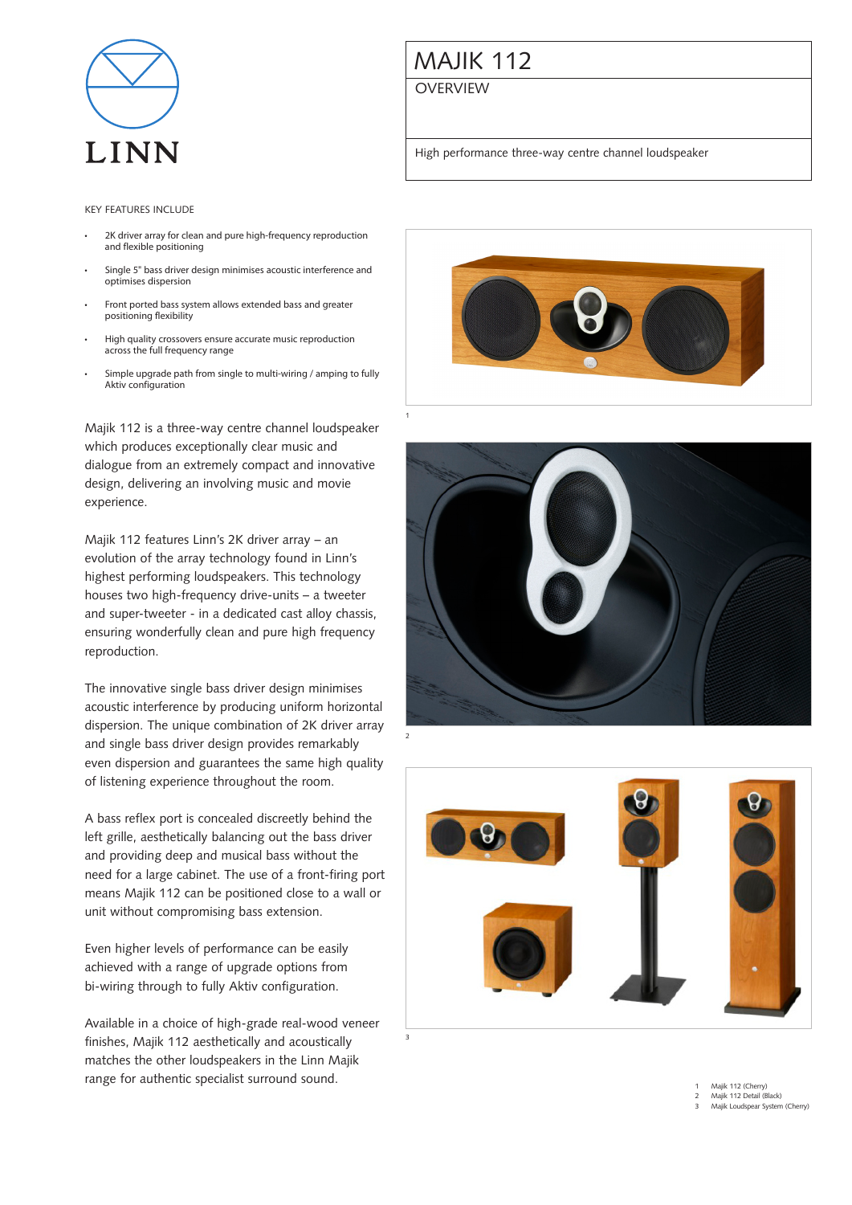LINN

# MAJIK 112

## OVERVIEW

High performance three-way centre channel loudspeaker

KEY FEATURES INCLUDE

- 2K driver array for clean and pure high-frequency reproduction and flexible positioning
- Single 5" bass driver design minimises acoustic interference and optimises dispersion
- Front ported bass system allows extended bass and greater positioning flexibility
- High quality crossovers ensure accurate music reproduction across the full frequency range
- Simple upgrade path from single to multi-wiring / amping to fully Aktiv configuration

Majik 112 is a three-way centre channel loudspeaker which produces exceptionally clear music and dialogue from an extremely compact and innovative design, delivering an involving music and movie experience.

Majik 112 features Linn's 2K driver array – an evolution of the array technology found in Linn's highest performing loudspeakers. This technology houses two high-frequency drive-units – a tweeter and super-tweeter - in a dedicated cast alloy chassis, ensuring wonderfully clean and pure high frequency reproduction.

The innovative single bass driver design minimises acoustic interference by producing uniform horizontal dispersion. The unique combination of 2K driver array and single bass driver design provides remarkably even dispersion and guarantees the same high quality of listening experience throughout the room.

A bass reflex port is concealed discreetly behind the left grille, aesthetically balancing out the bass driver and providing deep and musical bass without the need for a large cabinet. The use of a front-firing port means Majik 112 can be positioned close to a wall or unit without compromising bass extension.

Even higher levels of performance can be easily achieved with a range of upgrade options from bi-wiring through to fully Aktiv configuration.

Available in a choice of high-grade real-wood veneer finishes, Majik 112 aesthetically and acoustically matches the other loudspeakers in the Linn Majik range for authentic specialist surround sound.

1 Majik 112 (Cherry)
2 Majik 112 Detail (Black)
3 Majik Loudspear System (Cherry)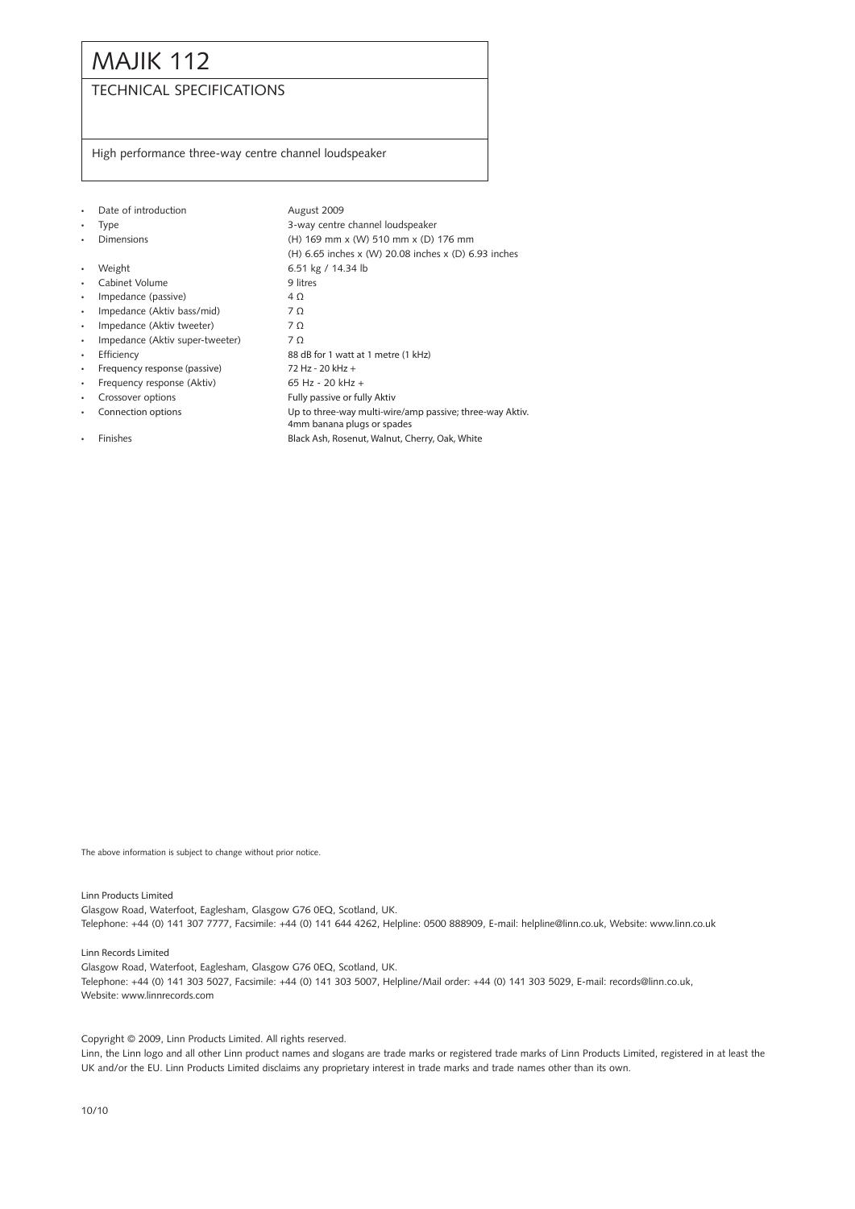# MAJIK 112

## TECHNICAL SPECIFICATIONS

High performance three-way centre channel loudspeaker

| | |
|---|---|
| Date of introduction | August 2009 |
| Type | 3-way centre channel loudspeaker |
| Dimensions | (H) 169 mm x (W) 510 mm x (D) 176 mm<br>(H) 6.65 inches x (W) 20.08 inches x (D) 6.93 inches |
| Weight | 6.51 kg / 14.34 lb |
| Cabinet Volume | 9 litres |
| Impedance (passive) | 4 Ω |
| Impedance (Aktiv bass/mid) | 7 Ω |
| Impedance (Aktiv tweeter) | 7 Ω |
| Impedance (Aktiv super-tweeter) | 7 Ω |
| Efficiency | 88 dB for 1 watt at 1 metre (1 kHz) |
| Frequency response (passive) | 72 Hz - 20 kHz + |
| Frequency response (Aktiv) | 65 Hz - 20 kHz + |
| Crossover options | Fully passive or fully Aktiv |
| Connection options | Up to three-way multi-wire/amp passive; three-way Aktiv.<br>4mm banana plugs or spades |
| Finishes | Black Ash, Rosenut, Walnut, Cherry, Oak, White |

The above information is subject to change without prior notice.

Linn Products Limited
Glasgow Road, Waterfoot, Eaglesham, Glasgow G76 0EQ, Scotland, UK.
Telephone: +44 (0) 141 307 7777, Facsimile: +44 (0) 141 644 4262, Helpline: 0500 888909, E-mail: helpline@linn.co.uk, Website: www.linn.co.uk

Linn Records Limited
Glasgow Road, Waterfoot, Eaglesham, Glasgow G76 0EQ, Scotland, UK.
Telephone: +44 (0) 141 303 5027, Facsimile: +44 (0) 141 303 5007, Helpline/Mail order: +44 (0) 141 303 5029, E-mail: records@linn.co.uk,
Website: www.linnrecords.com

Copyright © 2009, Linn Products Limited. All rights reserved.
Linn, the Linn logo and all other Linn product names and slogans are trade marks or registered trade marks of Linn Products Limited, registered in at least the UK and/or the EU. Linn Products Limited disclaims any proprietary interest in trade marks and trade names other than its own.

10/10